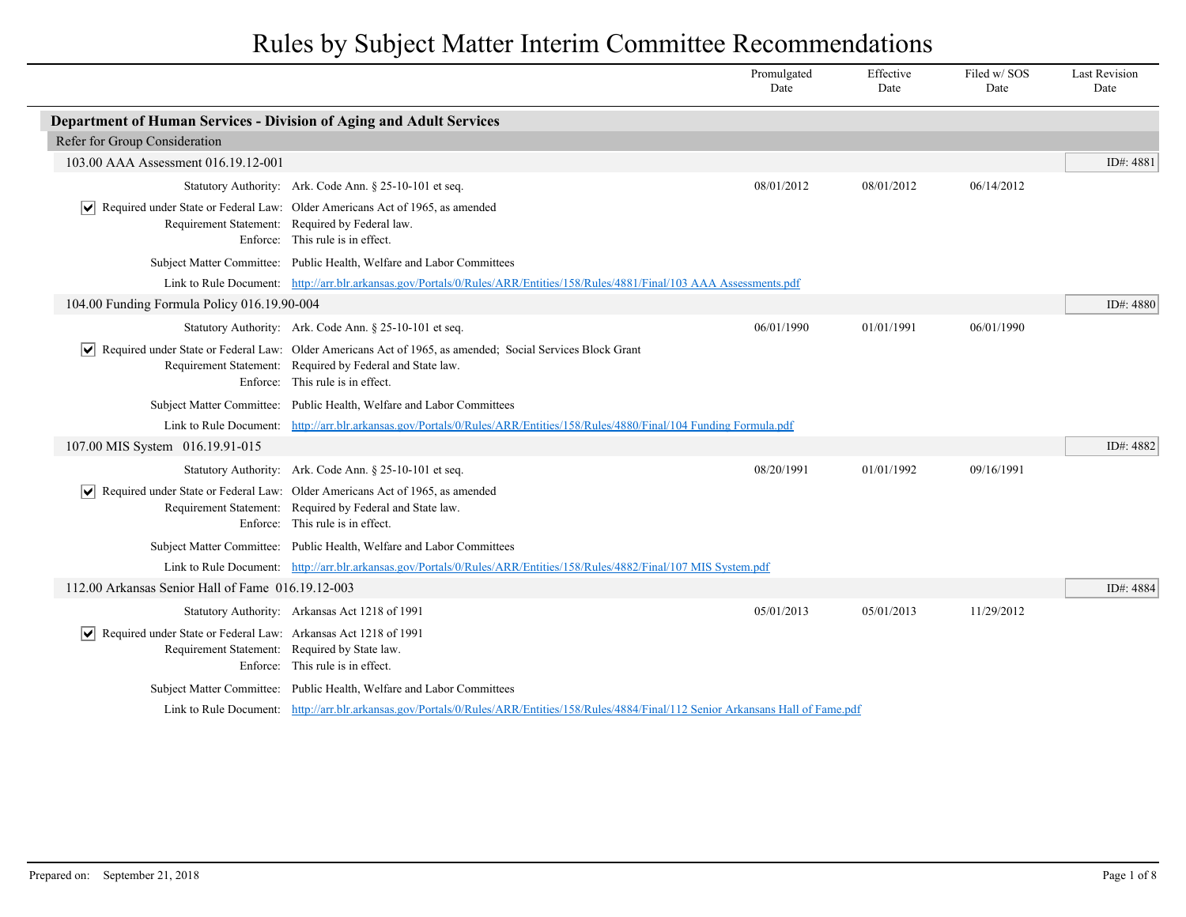# Rules by Subject Matter Interim Committee Recommendations

| | Promulgated Date | Effective Date | Filed w/ SOS Date | Last Revision Date |
|---|---|---|---|---|

## Department of Human Services - Division of Aging and Adult Services

### Refer for Group Consideration

#### 103.00 AAA Assessment 016.19.12-001

ID#: 4881

| | Promulgated Date | Effective Date | Filed w/ SOS Date | Last Revision Date |
|---|---|---|---|---|
| Statutory Authority: Ark. Code Ann. § 25-10-101 et seq. | 08/01/2012 | 08/01/2012 | 06/14/2012 | |

- [x] Required under State or Federal Law: Older Americans Act of 1965, as amended

Requirement Statement: Required by Federal law.

Enforce: This rule is in effect.

Subject Matter Committee: Public Health, Welfare and Labor Committees

Link to Rule Document: http://arr.blr.arkansas.gov/Portals/0/Rules/ARR/Entities/158/Rules/4881/Final/103 AAA Assessments.pdf

#### 104.00 Funding Formula Policy 016.19.90-004

ID#: 4880

| | Promulgated Date | Effective Date | Filed w/ SOS Date | Last Revision Date |
|---|---|---|---|---|
| Statutory Authority: Ark. Code Ann. § 25-10-101 et seq. | 06/01/1990 | 01/01/1991 | 06/01/1990 | |

- [x] Required under State or Federal Law: Older Americans Act of 1965, as amended; Social Services Block Grant

Requirement Statement: Required by Federal and State law.

Enforce: This rule is in effect.

Subject Matter Committee: Public Health, Welfare and Labor Committees

Link to Rule Document: http://arr.blr.arkansas.gov/Portals/0/Rules/ARR/Entities/158/Rules/4880/Final/104 Funding Formula.pdf

#### 107.00 MIS System 016.19.91-015

ID#: 4882

| | Promulgated Date | Effective Date | Filed w/ SOS Date | Last Revision Date |
|---|---|---|---|---|
| Statutory Authority: Ark. Code Ann. § 25-10-101 et seq. | 08/20/1991 | 01/01/1992 | 09/16/1991 | |

- [x] Required under State or Federal Law: Older Americans Act of 1965, as amended

Requirement Statement: Required by Federal and State law.

Enforce: This rule is in effect.

Subject Matter Committee: Public Health, Welfare and Labor Committees

Link to Rule Document: http://arr.blr.arkansas.gov/Portals/0/Rules/ARR/Entities/158/Rules/4882/Final/107 MIS System.pdf

#### 112.00 Arkansas Senior Hall of Fame 016.19.12-003

ID#: 4884

| | Promulgated Date | Effective Date | Filed w/ SOS Date | Last Revision Date |
|---|---|---|---|---|
| Statutory Authority: Arkansas Act 1218 of 1991 | 05/01/2013 | 05/01/2013 | 11/29/2012 | |

- [x] Required under State or Federal Law: Arkansas Act 1218 of 1991

Requirement Statement: Required by State law.

Enforce: This rule is in effect.

Subject Matter Committee: Public Health, Welfare and Labor Committees

Link to Rule Document: http://arr.blr.arkansas.gov/Portals/0/Rules/ARR/Entities/158/Rules/4884/Final/112 Senior Arkansans Hall of Fame.pdf

Prepared on: September 21, 2018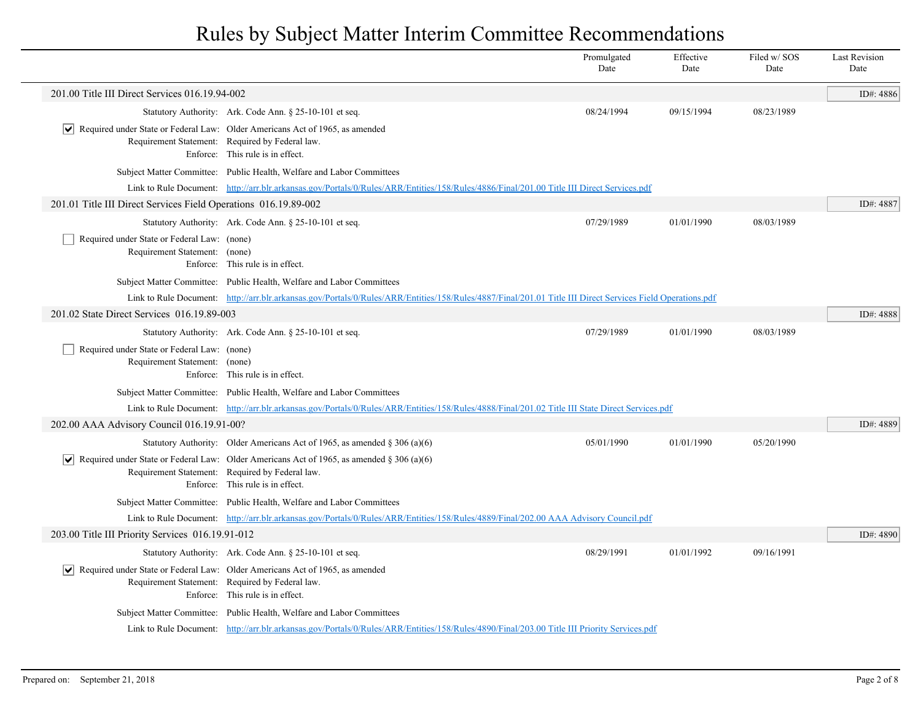# Rules by Subject Matter Interim Committee Recommendations

| | Promulgated Date | Effective Date | Filed w/ SOS Date | Last Revision Date |
|---|---|---|---|---|

## 201.00 Title III Direct Services 016.19.94-002

ID#: 4886

| | Promulgated Date | Effective Date | Filed w/ SOS Date | Last Revision Date |
|---|---|---|---|---|
| Statutory Authority: Ark. Code Ann. § 25-10-101 et seq. | 08/24/1994 | 09/15/1994 | 08/23/1989 | |

- [x] Required under State or Federal Law: Older Americans Act of 1965, as amended

Requirement Statement: Required by Federal law.

Enforce: This rule is in effect.

Subject Matter Committee: Public Health, Welfare and Labor Committees

Link to Rule Document: http://arr.blr.arkansas.gov/Portals/0/Rules/ARR/Entities/158/Rules/4886/Final/201.00 Title III Direct Services.pdf

## 201.01 Title III Direct Services Field Operations 016.19.89-002

ID#: 4887

| | Promulgated Date | Effective Date | Filed w/ SOS Date | Last Revision Date |
|---|---|---|---|---|
| Statutory Authority: Ark. Code Ann. § 25-10-101 et seq. | 07/29/1989 | 01/01/1990 | 08/03/1989 | |

- [ ] Required under State or Federal Law: (none)

Requirement Statement: (none)

Enforce: This rule is in effect.

Subject Matter Committee: Public Health, Welfare and Labor Committees

Link to Rule Document: http://arr.blr.arkansas.gov/Portals/0/Rules/ARR/Entities/158/Rules/4887/Final/201.01 Title III Direct Services Field Operations.pdf

## 201.02 State Direct Services 016.19.89-003

ID#: 4888

| | Promulgated Date | Effective Date | Filed w/ SOS Date | Last Revision Date |
|---|---|---|---|---|
| Statutory Authority: Ark. Code Ann. § 25-10-101 et seq. | 07/29/1989 | 01/01/1990 | 08/03/1989 | |

- [ ] Required under State or Federal Law: (none)

Requirement Statement: (none)

Enforce: This rule is in effect.

Subject Matter Committee: Public Health, Welfare and Labor Committees

Link to Rule Document: http://arr.blr.arkansas.gov/Portals/0/Rules/ARR/Entities/158/Rules/4888/Final/201.02 Title III State Direct Services.pdf

## 202.00 AAA Advisory Council 016.19.91-00?

ID#: 4889

| | Promulgated Date | Effective Date | Filed w/ SOS Date | Last Revision Date |
|---|---|---|---|---|
| Statutory Authority: Older Americans Act of 1965, as amended § 306 (a)(6) | 05/01/1990 | 01/01/1990 | 05/20/1990 | |

- [x] Required under State or Federal Law: Older Americans Act of 1965, as amended § 306 (a)(6)

Requirement Statement: Required by Federal law.

Enforce: This rule is in effect.

Subject Matter Committee: Public Health, Welfare and Labor Committees

Link to Rule Document: http://arr.blr.arkansas.gov/Portals/0/Rules/ARR/Entities/158/Rules/4889/Final/202.00 AAA Advisory Council.pdf

## 203.00 Title III Priority Services 016.19.91-012

ID#: 4890

| | Promulgated Date | Effective Date | Filed w/ SOS Date | Last Revision Date |
|---|---|---|---|---|
| Statutory Authority: Ark. Code Ann. § 25-10-101 et seq. | 08/29/1991 | 01/01/1992 | 09/16/1991 | |

- [x] Required under State or Federal Law: Older Americans Act of 1965, as amended

Requirement Statement: Required by Federal law.

Enforce: This rule is in effect.

Subject Matter Committee: Public Health, Welfare and Labor Committees

Link to Rule Document: http://arr.blr.arkansas.gov/Portals/0/Rules/ARR/Entities/158/Rules/4890/Final/203.00 Title III Priority Services.pdf

Prepared on: September 21, 2018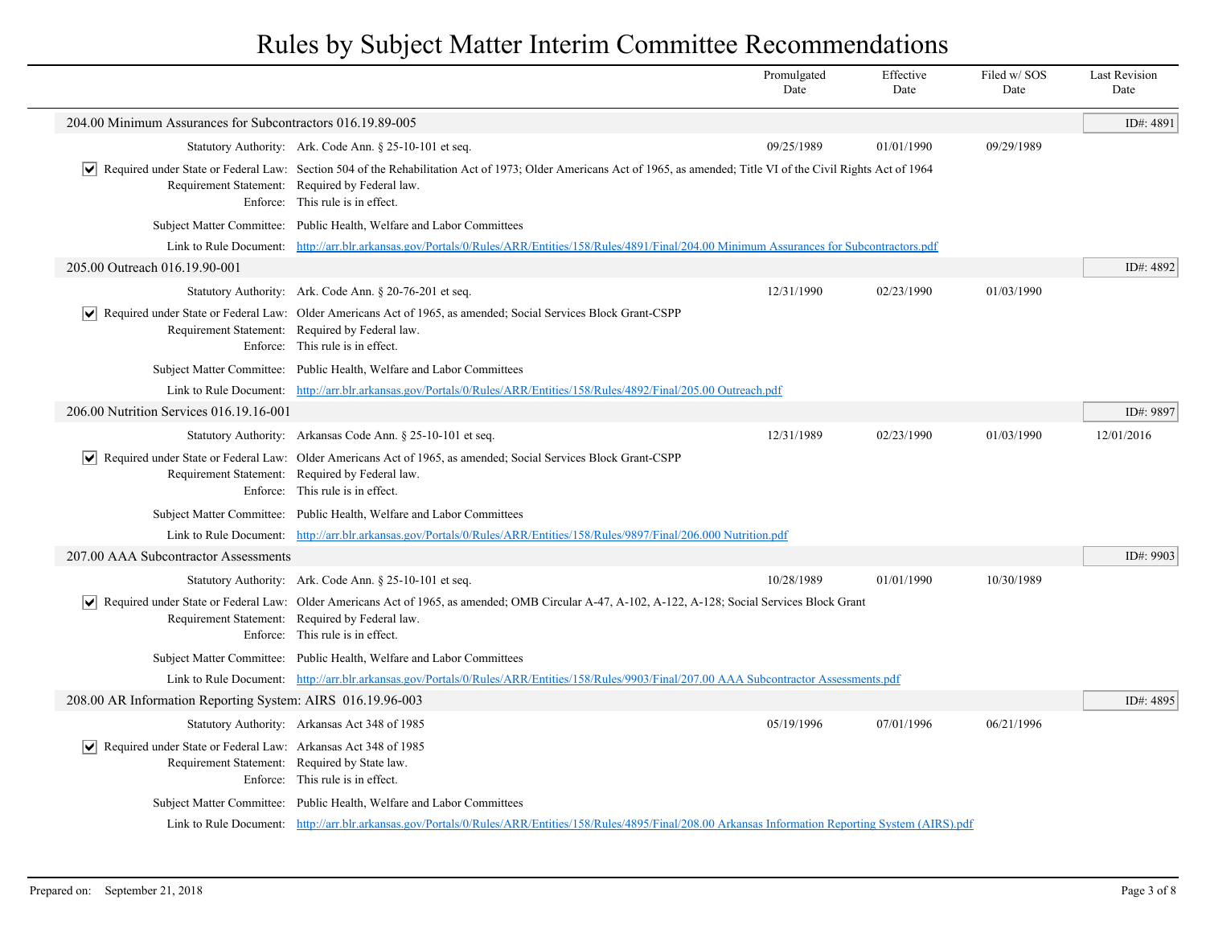# Rules by Subject Matter Interim Committee Recommendations

| | Promulgated Date | Effective Date | Filed w/ SOS Date | Last Revision Date |
|---|---|---|---|---|

## 204.00 Minimum Assurances for Subcontractors 016.19.89-005

ID#: 4891

| | | Promulgated Date | Effective Date | Filed w/ SOS Date | Last Revision Date |
|---|---|---|---|---|---|
| Statutory Authority: | Ark. Code Ann. § 25-10-101 et seq. | 09/25/1989 | 01/01/1990 | 09/29/1989 | |

- [x] Required under State or Federal Law: Section 504 of the Rehabilitation Act of 1973; Older Americans Act of 1965, as amended; Title VI of the Civil Rights Act of 1964

Requirement Statement: Required by Federal law.

Enforce: This rule is in effect.

Subject Matter Committee: Public Health, Welfare and Labor Committees

Link to Rule Document: http://arr.blr.arkansas.gov/Portals/0/Rules/ARR/Entities/158/Rules/4891/Final/204.00 Minimum Assurances for Subcontractors.pdf

## 205.00 Outreach 016.19.90-001

ID#: 4892

| | | Promulgated Date | Effective Date | Filed w/ SOS Date | Last Revision Date |
|---|---|---|---|---|---|
| Statutory Authority: | Ark. Code Ann. § 20-76-201 et seq. | 12/31/1990 | 02/23/1990 | 01/03/1990 | |

- [x] Required under State or Federal Law: Older Americans Act of 1965, as amended; Social Services Block Grant-CSPP

Requirement Statement: Required by Federal law.

Enforce: This rule is in effect.

Subject Matter Committee: Public Health, Welfare and Labor Committees

Link to Rule Document: http://arr.blr.arkansas.gov/Portals/0/Rules/ARR/Entities/158/Rules/4892/Final/205.00 Outreach.pdf

## 206.00 Nutrition Services 016.19.16-001

ID#: 9897

| | | Promulgated Date | Effective Date | Filed w/ SOS Date | Last Revision Date |
|---|---|---|---|---|---|
| Statutory Authority: | Arkansas Code Ann. § 25-10-101 et seq. | 12/31/1989 | 02/23/1990 | 01/03/1990 | 12/01/2016 |

- [x] Required under State or Federal Law: Older Americans Act of 1965, as amended; Social Services Block Grant-CSPP

Requirement Statement: Required by Federal law.

Enforce: This rule is in effect.

Subject Matter Committee: Public Health, Welfare and Labor Committees

Link to Rule Document: http://arr.blr.arkansas.gov/Portals/0/Rules/ARR/Entities/158/Rules/9897/Final/206.000 Nutrition.pdf

## 207.00 AAA Subcontractor Assessments

ID#: 9903

| | | Promulgated Date | Effective Date | Filed w/ SOS Date | Last Revision Date |
|---|---|---|---|---|---|
| Statutory Authority: | Ark. Code Ann. § 25-10-101 et seq. | 10/28/1989 | 01/01/1990 | 10/30/1989 | |

- [x] Required under State or Federal Law: Older Americans Act of 1965, as amended; OMB Circular A-47, A-102, A-122, A-128; Social Services Block Grant

Requirement Statement: Required by Federal law.

Enforce: This rule is in effect.

Subject Matter Committee: Public Health, Welfare and Labor Committees

Link to Rule Document: http://arr.blr.arkansas.gov/Portals/0/Rules/ARR/Entities/158/Rules/9903/Final/207.00 AAA Subcontractor Assessments.pdf

## 208.00 AR Information Reporting System: AIRS 016.19.96-003

ID#: 4895

| | | Promulgated Date | Effective Date | Filed w/ SOS Date | Last Revision Date |
|---|---|---|---|---|---|
| Statutory Authority: | Arkansas Act 348 of 1985 | 05/19/1996 | 07/01/1996 | 06/21/1996 | |

- [x] Required under State or Federal Law: Arkansas Act 348 of 1985

Requirement Statement: Required by State law.

Enforce: This rule is in effect.

Subject Matter Committee: Public Health, Welfare and Labor Committees

Link to Rule Document: http://arr.blr.arkansas.gov/Portals/0/Rules/ARR/Entities/158/Rules/4895/Final/208.00 Arkansas Information Reporting System (AIRS).pdf

Prepared on: September 21, 2018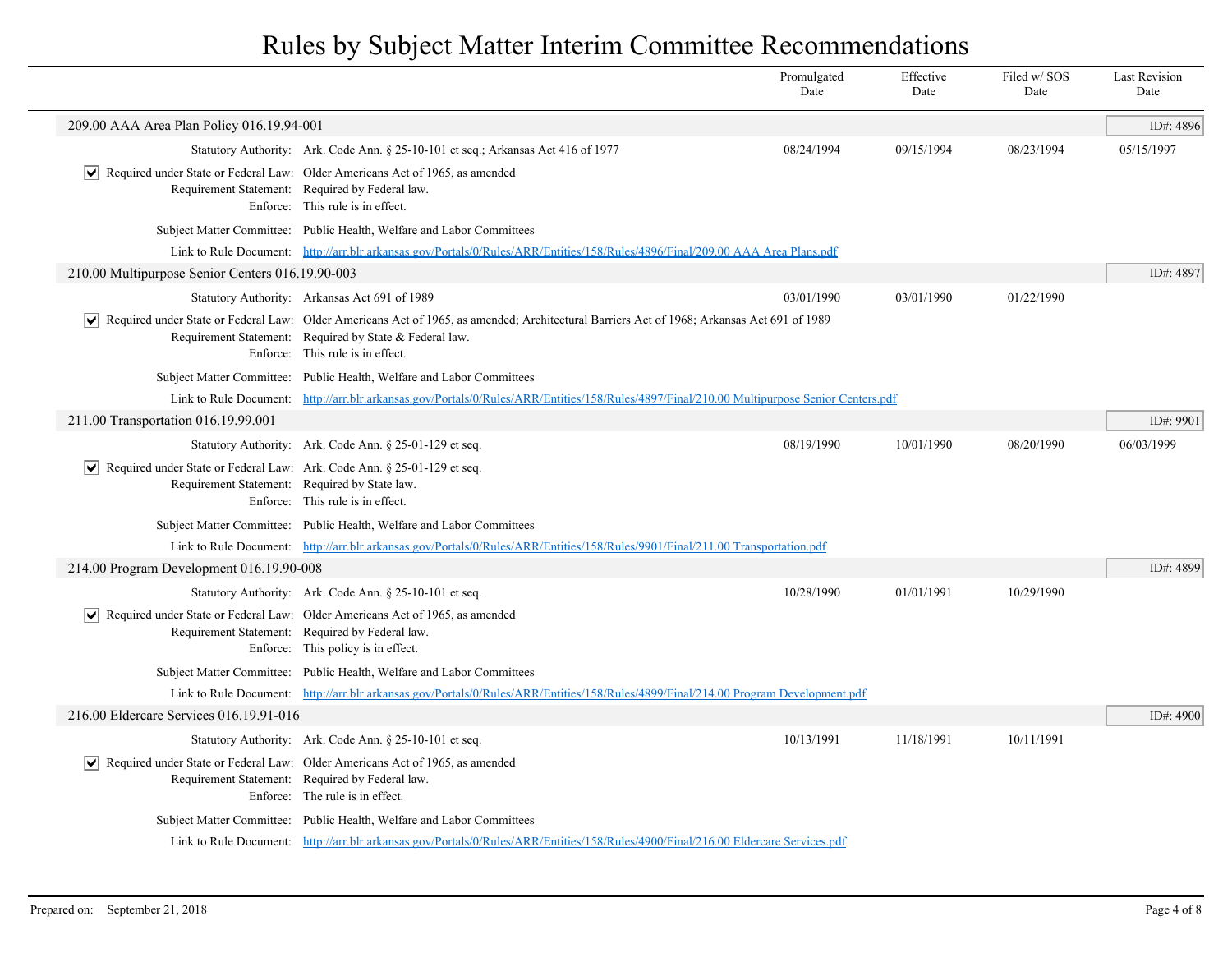# Rules by Subject Matter Interim Committee Recommendations

| | Promulgated Date | Effective Date | Filed w/ SOS Date | Last Revision Date |
|---|---|---|---|---|

## 209.00 AAA Area Plan Policy 016.19.94-001

ID#: 4896

| | | Promulgated Date | Effective Date | Filed w/ SOS Date | Last Revision Date |
|---|---|---|---|---|---|
| Statutory Authority: | Ark. Code Ann. § 25-10-101 et seq.; Arkansas Act 416 of 1977 | 08/24/1994 | 09/15/1994 | 08/23/1994 | 05/15/1997 |

☑ Required under State or Federal Law: Older Americans Act of 1965, as amended

Requirement Statement: Required by Federal law.

Enforce: This rule is in effect.

Subject Matter Committee: Public Health, Welfare and Labor Committees

Link to Rule Document: http://arr.blr.arkansas.gov/Portals/0/Rules/ARR/Entities/158/Rules/4896/Final/209.00 AAA Area Plans.pdf

## 210.00 Multipurpose Senior Centers 016.19.90-003

ID#: 4897

| | | Promulgated Date | Effective Date | Filed w/ SOS Date | Last Revision Date |
|---|---|---|---|---|---|
| Statutory Authority: | Arkansas Act 691 of 1989 | 03/01/1990 | 03/01/1990 | 01/22/1990 | |

☑ Required under State or Federal Law: Older Americans Act of 1965, as amended; Architectural Barriers Act of 1968; Arkansas Act 691 of 1989

Requirement Statement: Required by State & Federal law.

Enforce: This rule is in effect.

Subject Matter Committee: Public Health, Welfare and Labor Committees

Link to Rule Document: http://arr.blr.arkansas.gov/Portals/0/Rules/ARR/Entities/158/Rules/4897/Final/210.00 Multipurpose Senior Centers.pdf

## 211.00 Transportation 016.19.99.001

ID#: 9901

| | | Promulgated Date | Effective Date | Filed w/ SOS Date | Last Revision Date |
|---|---|---|---|---|---|
| Statutory Authority: | Ark. Code Ann. § 25-01-129 et seq. | 08/19/1990 | 10/01/1990 | 08/20/1990 | 06/03/1999 |

☑ Required under State or Federal Law: Ark. Code Ann. § 25-01-129 et seq.

Requirement Statement: Required by State law.

Enforce: This rule is in effect.

Subject Matter Committee: Public Health, Welfare and Labor Committees

Link to Rule Document: http://arr.blr.arkansas.gov/Portals/0/Rules/ARR/Entities/158/Rules/9901/Final/211.00 Transportation.pdf

## 214.00 Program Development 016.19.90-008

ID#: 4899

| | | Promulgated Date | Effective Date | Filed w/ SOS Date | Last Revision Date |
|---|---|---|---|---|---|
| Statutory Authority: | Ark. Code Ann. § 25-10-101 et seq. | 10/28/1990 | 01/01/1991 | 10/29/1990 | |

☑ Required under State or Federal Law: Older Americans Act of 1965, as amended

Requirement Statement: Required by Federal law.

Enforce: This policy is in effect.

Subject Matter Committee: Public Health, Welfare and Labor Committees

Link to Rule Document: http://arr.blr.arkansas.gov/Portals/0/Rules/ARR/Entities/158/Rules/4899/Final/214.00 Program Development.pdf

## 216.00 Eldercare Services 016.19.91-016

ID#: 4900

| | | Promulgated Date | Effective Date | Filed w/ SOS Date | Last Revision Date |
|---|---|---|---|---|---|
| Statutory Authority: | Ark. Code Ann. § 25-10-101 et seq. | 10/13/1991 | 11/18/1991 | 10/11/1991 | |

☑ Required under State or Federal Law: Older Americans Act of 1965, as amended

Requirement Statement: Required by Federal law.

Enforce: The rule is in effect.

Subject Matter Committee: Public Health, Welfare and Labor Committees

Link to Rule Document: http://arr.blr.arkansas.gov/Portals/0/Rules/ARR/Entities/158/Rules/4900/Final/216.00 Eldercare Services.pdf

Prepared on: September 21, 2018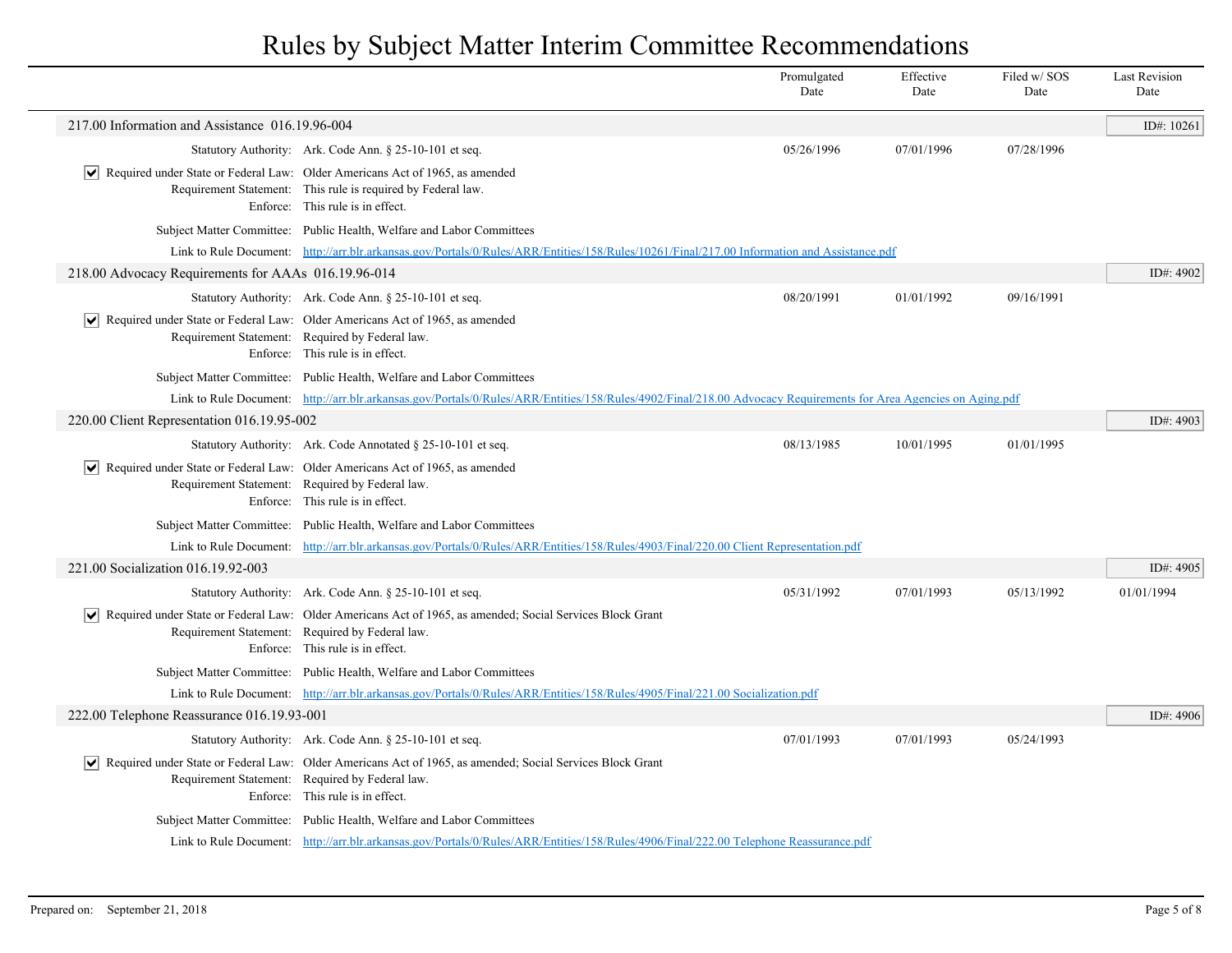# Rules by Subject Matter Interim Committee Recommendations

| | Promulgated Date | Effective Date | Filed w/ SOS Date | Last Revision Date |
|---|---|---|---|---|

## 217.00 Information and Assistance 016.19.96-004

ID#: 10261

| | | Promulgated Date | Effective Date | Filed w/ SOS Date | Last Revision Date |
|---|---|---|---|---|---|
| Statutory Authority: | Ark. Code Ann. § 25-10-101 et seq. | 05/26/1996 | 07/01/1996 | 07/28/1996 | |

- [x] Required under State or Federal Law: Older Americans Act of 1965, as amended

Requirement Statement: This rule is required by Federal law.

Enforce: This rule is in effect.

Subject Matter Committee: Public Health, Welfare and Labor Committees

Link to Rule Document: [http://arr.blr.arkansas.gov/Portals/0/Rules/ARR/Entities/158/Rules/10261/Final/217.00 Information and Assistance.pdf](http://arr.blr.arkansas.gov/Portals/0/Rules/ARR/Entities/158/Rules/10261/Final/217.00 Information and Assistance.pdf)

## 218.00 Advocacy Requirements for AAAs 016.19.96-014

ID#: 4902

| | | Promulgated Date | Effective Date | Filed w/ SOS Date | Last Revision Date |
|---|---|---|---|---|---|
| Statutory Authority: | Ark. Code Ann. § 25-10-101 et seq. | 08/20/1991 | 01/01/1992 | 09/16/1991 | |

- [x] Required under State or Federal Law: Older Americans Act of 1965, as amended

Requirement Statement: Required by Federal law.

Enforce: This rule is in effect.

Subject Matter Committee: Public Health, Welfare and Labor Committees

Link to Rule Document: [http://arr.blr.arkansas.gov/Portals/0/Rules/ARR/Entities/158/Rules/4902/Final/218.00 Advocacy Requirements for Area Agencies on Aging.pdf](http://arr.blr.arkansas.gov/Portals/0/Rules/ARR/Entities/158/Rules/4902/Final/218.00 Advocacy Requirements for Area Agencies on Aging.pdf)

## 220.00 Client Representation 016.19.95-002

ID#: 4903

| | | Promulgated Date | Effective Date | Filed w/ SOS Date | Last Revision Date |
|---|---|---|---|---|---|
| Statutory Authority: | Ark. Code Annotated § 25-10-101 et seq. | 08/13/1985 | 10/01/1995 | 01/01/1995 | |

- [x] Required under State or Federal Law: Older Americans Act of 1965, as amended

Requirement Statement: Required by Federal law.

Enforce: This rule is in effect.

Subject Matter Committee: Public Health, Welfare and Labor Committees

Link to Rule Document: [http://arr.blr.arkansas.gov/Portals/0/Rules/ARR/Entities/158/Rules/4903/Final/220.00 Client Representation.pdf](http://arr.blr.arkansas.gov/Portals/0/Rules/ARR/Entities/158/Rules/4903/Final/220.00 Client Representation.pdf)

## 221.00 Socialization 016.19.92-003

ID#: 4905

| | | Promulgated Date | Effective Date | Filed w/ SOS Date | Last Revision Date |
|---|---|---|---|---|---|
| Statutory Authority: | Ark. Code Ann. § 25-10-101 et seq. | 05/31/1992 | 07/01/1993 | 05/13/1992 | 01/01/1994 |

- [x] Required under State or Federal Law: Older Americans Act of 1965, as amended; Social Services Block Grant

Requirement Statement: Required by Federal law.

Enforce: This rule is in effect.

Subject Matter Committee: Public Health, Welfare and Labor Committees

Link to Rule Document: [http://arr.blr.arkansas.gov/Portals/0/Rules/ARR/Entities/158/Rules/4905/Final/221.00 Socialization.pdf](http://arr.blr.arkansas.gov/Portals/0/Rules/ARR/Entities/158/Rules/4905/Final/221.00 Socialization.pdf)

## 222.00 Telephone Reassurance 016.19.93-001

ID#: 4906

| | | Promulgated Date | Effective Date | Filed w/ SOS Date | Last Revision Date |
|---|---|---|---|---|---|
| Statutory Authority: | Ark. Code Ann. § 25-10-101 et seq. | 07/01/1993 | 07/01/1993 | 05/24/1993 | |

- [x] Required under State or Federal Law: Older Americans Act of 1965, as amended; Social Services Block Grant

Requirement Statement: Required by Federal law.

Enforce: This rule is in effect.

Subject Matter Committee: Public Health, Welfare and Labor Committees

Link to Rule Document: [http://arr.blr.arkansas.gov/Portals/0/Rules/ARR/Entities/158/Rules/4906/Final/222.00 Telephone Reassurance.pdf](http://arr.blr.arkansas.gov/Portals/0/Rules/ARR/Entities/158/Rules/4906/Final/222.00 Telephone Reassurance.pdf)

Prepared on: September 21, 2018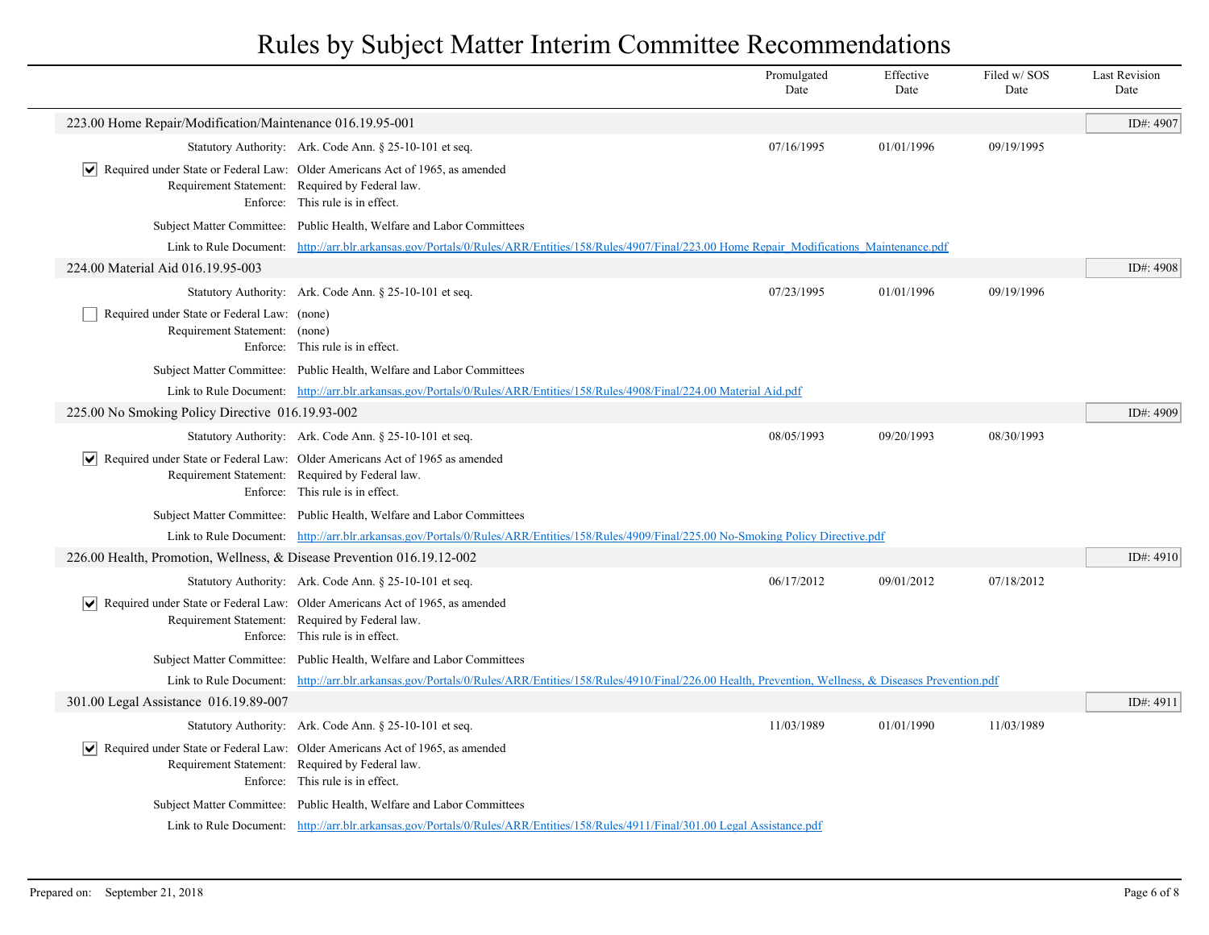# Rules by Subject Matter Interim Committee Recommendations

| | Promulgated Date | Effective Date | Filed w/ SOS Date | Last Revision Date |
|---|---|---|---|---|

## 223.00 Home Repair/Modification/Maintenance 016.19.95-001

ID#: 4907

| | | Promulgated Date | Effective Date | Filed w/ SOS Date | Last Revision Date |
|---|---|---|---|---|---|
| Statutory Authority: | Ark. Code Ann. § 25-10-101 et seq. | 07/16/1995 | 01/01/1996 | 09/19/1995 | |

- [x] Required under State or Federal Law: Older Americans Act of 1965, as amended

Requirement Statement: Required by Federal law.

Enforce: This rule is in effect.

Subject Matter Committee: Public Health, Welfare and Labor Committees

Link to Rule Document: http://arr.blr.arkansas.gov/Portals/0/Rules/ARR/Entities/158/Rules/4907/Final/223.00 Home Repair_Modifications_Maintenance.pdf

## 224.00 Material Aid 016.19.95-003

ID#: 4908

| | | Promulgated Date | Effective Date | Filed w/ SOS Date | Last Revision Date |
|---|---|---|---|---|---|
| Statutory Authority: | Ark. Code Ann. § 25-10-101 et seq. | 07/23/1995 | 01/01/1996 | 09/19/1996 | |

- [ ] Required under State or Federal Law: (none)

Requirement Statement: (none)

Enforce: This rule is in effect.

Subject Matter Committee: Public Health, Welfare and Labor Committees

Link to Rule Document: http://arr.blr.arkansas.gov/Portals/0/Rules/ARR/Entities/158/Rules/4908/Final/224.00 Material Aid.pdf

## 225.00 No Smoking Policy Directive 016.19.93-002

ID#: 4909

| | | Promulgated Date | Effective Date | Filed w/ SOS Date | Last Revision Date |
|---|---|---|---|---|---|
| Statutory Authority: | Ark. Code Ann. § 25-10-101 et seq. | 08/05/1993 | 09/20/1993 | 08/30/1993 | |

- [x] Required under State or Federal Law: Older Americans Act of 1965 as amended

Requirement Statement: Required by Federal law.

Enforce: This rule is in effect.

Subject Matter Committee: Public Health, Welfare and Labor Committees

Link to Rule Document: http://arr.blr.arkansas.gov/Portals/0/Rules/ARR/Entities/158/Rules/4909/Final/225.00 No-Smoking Policy Directive.pdf

## 226.00 Health, Promotion, Wellness, & Disease Prevention 016.19.12-002

ID#: 4910

| | | Promulgated Date | Effective Date | Filed w/ SOS Date | Last Revision Date |
|---|---|---|---|---|---|
| Statutory Authority: | Ark. Code Ann. § 25-10-101 et seq. | 06/17/2012 | 09/01/2012 | 07/18/2012 | |

- [x] Required under State or Federal Law: Older Americans Act of 1965, as amended

Requirement Statement: Required by Federal law.

Enforce: This rule is in effect.

Subject Matter Committee: Public Health, Welfare and Labor Committees

Link to Rule Document: http://arr.blr.arkansas.gov/Portals/0/Rules/ARR/Entities/158/Rules/4910/Final/226.00 Health, Prevention, Wellness, & Diseases Prevention.pdf

## 301.00 Legal Assistance 016.19.89-007

ID#: 4911

| | | Promulgated Date | Effective Date | Filed w/ SOS Date | Last Revision Date |
|---|---|---|---|---|---|
| Statutory Authority: | Ark. Code Ann. § 25-10-101 et seq. | 11/03/1989 | 01/01/1990 | 11/03/1989 | |

- [x] Required under State or Federal Law: Older Americans Act of 1965, as amended

Requirement Statement: Required by Federal law.

Enforce: This rule is in effect.

Subject Matter Committee: Public Health, Welfare and Labor Committees

Link to Rule Document: http://arr.blr.arkansas.gov/Portals/0/Rules/ARR/Entities/158/Rules/4911/Final/301.00 Legal Assistance.pdf

Prepared on: September 21, 2018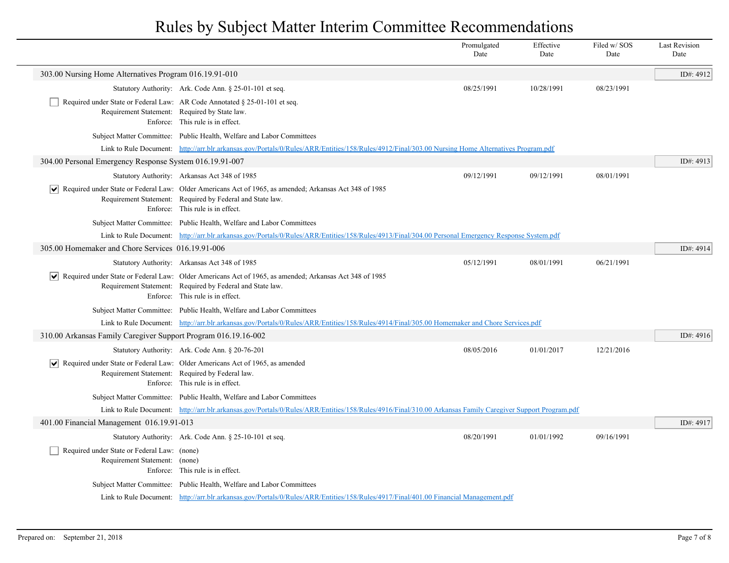# Rules by Subject Matter Interim Committee Recommendations

| | Promulgated Date | Effective Date | Filed w/ SOS Date | Last Revision Date |
|---|---|---|---|---|

## 303.00 Nursing Home Alternatives Program 016.19.91-010

ID#: 4912

| | Promulgated Date | Effective Date | Filed w/ SOS Date | Last Revision Date |
|---|---|---|---|---|
| Statutory Authority: Ark. Code Ann. § 25-01-101 et seq. | 08/25/1991 | 10/28/1991 | 08/23/1991 | |

- [ ] Required under State or Federal Law: AR Code Annotated § 25-01-101 et seq.

Requirement Statement: Required by State law.

Enforce: This rule is in effect.

Subject Matter Committee: Public Health, Welfare and Labor Committees

Link to Rule Document: [http://arr.blr.arkansas.gov/Portals/0/Rules/ARR/Entities/158/Rules/4912/Final/303.00 Nursing Home Alternatives Program.pdf](http://arr.blr.arkansas.gov/Portals/0/Rules/ARR/Entities/158/Rules/4912/Final/303.00 Nursing Home Alternatives Program.pdf)

## 304.00 Personal Emergency Response System 016.19.91-007

ID#: 4913

| | Promulgated Date | Effective Date | Filed w/ SOS Date | Last Revision Date |
|---|---|---|---|---|
| Statutory Authority: Arkansas Act 348 of 1985 | 09/12/1991 | 09/12/1991 | 08/01/1991 | |

- [x] Required under State or Federal Law: Older Americans Act of 1965, as amended; Arkansas Act 348 of 1985

Requirement Statement: Required by Federal and State law.

Enforce: This rule is in effect.

Subject Matter Committee: Public Health, Welfare and Labor Committees

Link to Rule Document: [http://arr.blr.arkansas.gov/Portals/0/Rules/ARR/Entities/158/Rules/4913/Final/304.00 Personal Emergency Response System.pdf](http://arr.blr.arkansas.gov/Portals/0/Rules/ARR/Entities/158/Rules/4913/Final/304.00 Personal Emergency Response System.pdf)

## 305.00 Homemaker and Chore Services 016.19.91-006

ID#: 4914

| | Promulgated Date | Effective Date | Filed w/ SOS Date | Last Revision Date |
|---|---|---|---|---|
| Statutory Authority: Arkansas Act 348 of 1985 | 05/12/1991 | 08/01/1991 | 06/21/1991 | |

- [x] Required under State or Federal Law: Older Americans Act of 1965, as amended; Arkansas Act 348 of 1985

Requirement Statement: Required by Federal and State law.

Enforce: This rule is in effect.

Subject Matter Committee: Public Health, Welfare and Labor Committees

Link to Rule Document: [http://arr.blr.arkansas.gov/Portals/0/Rules/ARR/Entities/158/Rules/4914/Final/305.00 Homemaker and Chore Services.pdf](http://arr.blr.arkansas.gov/Portals/0/Rules/ARR/Entities/158/Rules/4914/Final/305.00 Homemaker and Chore Services.pdf)

## 310.00 Arkansas Family Caregiver Support Program 016.19.16-002

ID#: 4916

| | Promulgated Date | Effective Date | Filed w/ SOS Date | Last Revision Date |
|---|---|---|---|---|
| Statutory Authority: Ark. Code Ann. § 20-76-201 | 08/05/2016 | 01/01/2017 | 12/21/2016 | |

- [x] Required under State or Federal Law: Older Americans Act of 1965, as amended

Requirement Statement: Required by Federal law.

Enforce: This rule is in effect.

Subject Matter Committee: Public Health, Welfare and Labor Committees

Link to Rule Document: [http://arr.blr.arkansas.gov/Portals/0/Rules/ARR/Entities/158/Rules/4916/Final/310.00 Arkansas Family Caregiver Support Program.pdf](http://arr.blr.arkansas.gov/Portals/0/Rules/ARR/Entities/158/Rules/4916/Final/310.00 Arkansas Family Caregiver Support Program.pdf)

## 401.00 Financial Management 016.19.91-013

ID#: 4917

| | Promulgated Date | Effective Date | Filed w/ SOS Date | Last Revision Date |
|---|---|---|---|---|
| Statutory Authority: Ark. Code Ann. § 25-10-101 et seq. | 08/20/1991 | 01/01/1992 | 09/16/1991 | |

- [ ] Required under State or Federal Law: (none)

Requirement Statement: (none)

Enforce: This rule is in effect.

Subject Matter Committee: Public Health, Welfare and Labor Committees

Link to Rule Document: [http://arr.blr.arkansas.gov/Portals/0/Rules/ARR/Entities/158/Rules/4917/Final/401.00 Financial Management.pdf](http://arr.blr.arkansas.gov/Portals/0/Rules/ARR/Entities/158/Rules/4917/Final/401.00 Financial Management.pdf)

Prepared on: September 21, 2018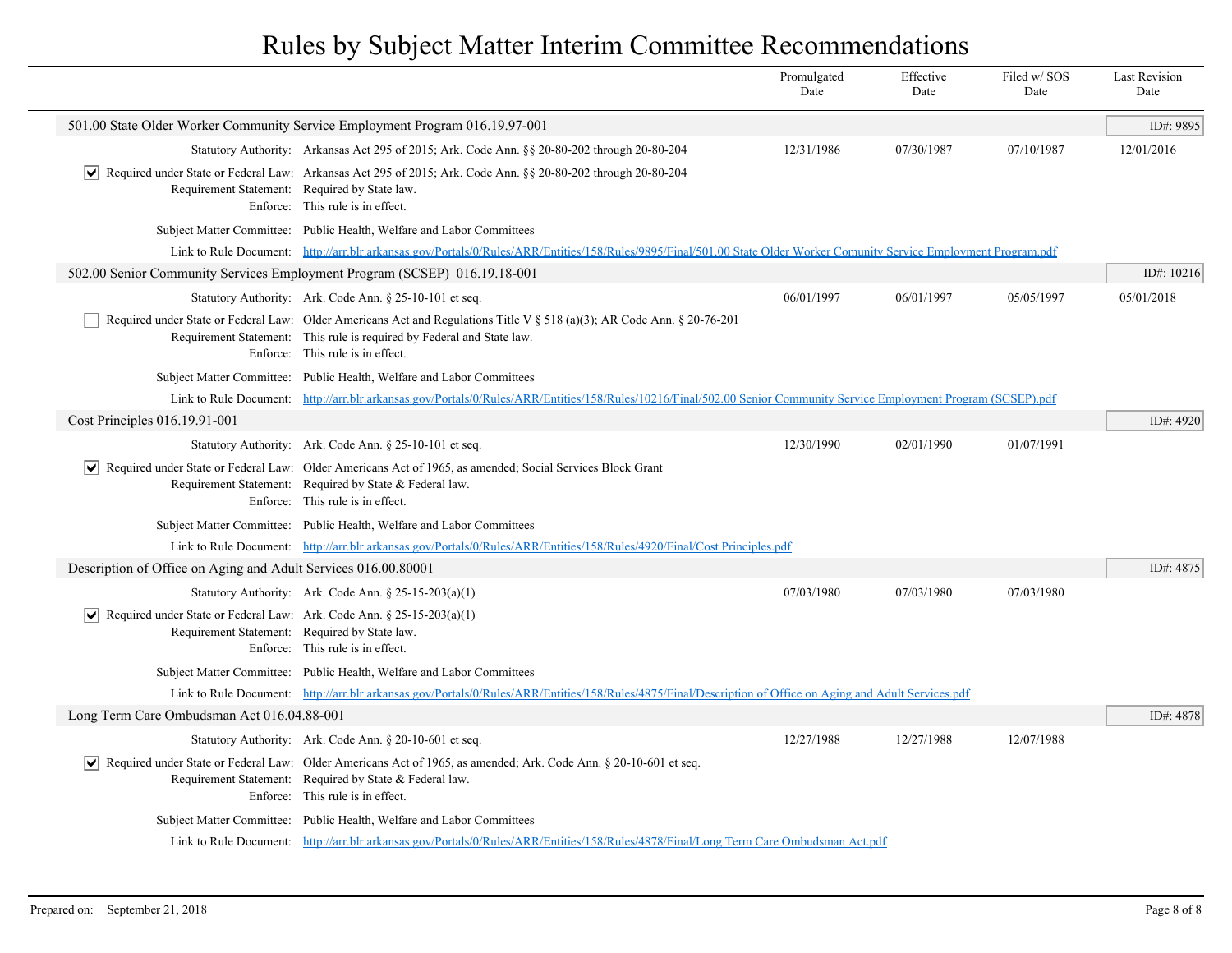# Rules by Subject Matter Interim Committee Recommendations

| | | Promulgated Date | Effective Date | Filed w/ SOS Date | Last Revision Date |
|---|---|---|---|---|---|
| **501.00 State Older Worker Community Service Employment Program 016.19.97-001** | | | | | ID#: 9895 |
| Statutory Authority: | Arkansas Act 295 of 2015; Ark. Code Ann. §§ 20-80-202 through 20-80-204 | 12/31/1986 | 07/30/1987 | 07/10/1987 | 12/01/2016 |
| ☑ Required under State or Federal Law: | Arkansas Act 295 of 2015; Ark. Code Ann. §§ 20-80-202 through 20-80-204 | | | | |
| Requirement Statement: | Required by State law. | | | | |
| Enforce: | This rule is in effect. | | | | |
| Subject Matter Committee: | Public Health, Welfare and Labor Committees | | | | |
| Link to Rule Document: | [http://arr.blr.arkansas.gov/Portals/0/Rules/ARR/Entities/158/Rules/9895/Final/501.00 State Older Worker Comunity Service Employment Program.pdf](http://arr.blr.arkansas.gov/Portals/0/Rules/ARR/Entities/158/Rules/9895/Final/501.00 State Older Worker Comunity Service Employment Program.pdf) | | | | |
| **502.00 Senior Community Services Employment Program (SCSEP) 016.19.18-001** | | | | | ID#: 10216 |
| Statutory Authority: | Ark. Code Ann. § 25-10-101 et seq. | 06/01/1997 | 06/01/1997 | 05/05/1997 | 05/01/2018 |
| ☐ Required under State or Federal Law: | Older Americans Act and Regulations Title V § 518 (a)(3); AR Code Ann. § 20-76-201 | | | | |
| Requirement Statement: | This rule is required by Federal and State law. | | | | |
| Enforce: | This rule is in effect. | | | | |
| Subject Matter Committee: | Public Health, Welfare and Labor Committees | | | | |
| Link to Rule Document: | [http://arr.blr.arkansas.gov/Portals/0/Rules/ARR/Entities/158/Rules/10216/Final/502.00 Senior Community Service Employment Program (SCSEP).pdf](http://arr.blr.arkansas.gov/Portals/0/Rules/ARR/Entities/158/Rules/10216/Final/502.00 Senior Community Service Employment Program (SCSEP).pdf) | | | | |
| **Cost Principles 016.19.91-001** | | | | | ID#: 4920 |
| Statutory Authority: | Ark. Code Ann. § 25-10-101 et seq. | 12/30/1990 | 02/01/1990 | 01/07/1991 | |
| ☑ Required under State or Federal Law: | Older Americans Act of 1965, as amended; Social Services Block Grant | | | | |
| Requirement Statement: | Required by State & Federal law. | | | | |
| Enforce: | This rule is in effect. | | | | |
| Subject Matter Committee: | Public Health, Welfare and Labor Committees | | | | |
| Link to Rule Document: | [http://arr.blr.arkansas.gov/Portals/0/Rules/ARR/Entities/158/Rules/4920/Final/Cost Principles.pdf](http://arr.blr.arkansas.gov/Portals/0/Rules/ARR/Entities/158/Rules/4920/Final/Cost Principles.pdf) | | | | |
| **Description of Office on Aging and Adult Services 016.00.80001** | | | | | ID#: 4875 |
| Statutory Authority: | Ark. Code Ann. § 25-15-203(a)(1) | 07/03/1980 | 07/03/1980 | 07/03/1980 | |
| ☑ Required under State or Federal Law: | Ark. Code Ann. § 25-15-203(a)(1) | | | | |
| Requirement Statement: | Required by State law. | | | | |
| Enforce: | This rule is in effect. | | | | |
| Subject Matter Committee: | Public Health, Welfare and Labor Committees | | | | |
| Link to Rule Document: | [http://arr.blr.arkansas.gov/Portals/0/Rules/ARR/Entities/158/Rules/4875/Final/Description of Office on Aging and Adult Services.pdf](http://arr.blr.arkansas.gov/Portals/0/Rules/ARR/Entities/158/Rules/4875/Final/Description of Office on Aging and Adult Services.pdf) | | | | |
| **Long Term Care Ombudsman Act 016.04.88-001** | | | | | ID#: 4878 |
| Statutory Authority: | Ark. Code Ann. § 20-10-601 et seq. | 12/27/1988 | 12/27/1988 | 12/07/1988 | |
| ☑ Required under State or Federal Law: | Older Americans Act of 1965, as amended; Ark. Code Ann. § 20-10-601 et seq. | | | | |
| Requirement Statement: | Required by State & Federal law. | | | | |
| Enforce: | This rule is in effect. | | | | |
| Subject Matter Committee: | Public Health, Welfare and Labor Committees | | | | |
| Link to Rule Document: | [http://arr.blr.arkansas.gov/Portals/0/Rules/ARR/Entities/158/Rules/4878/Final/Long Term Care Ombudsman Act.pdf](http://arr.blr.arkansas.gov/Portals/0/Rules/ARR/Entities/158/Rules/4878/Final/Long Term Care Ombudsman Act.pdf) | | | | |

Prepared on: September 21, 2018